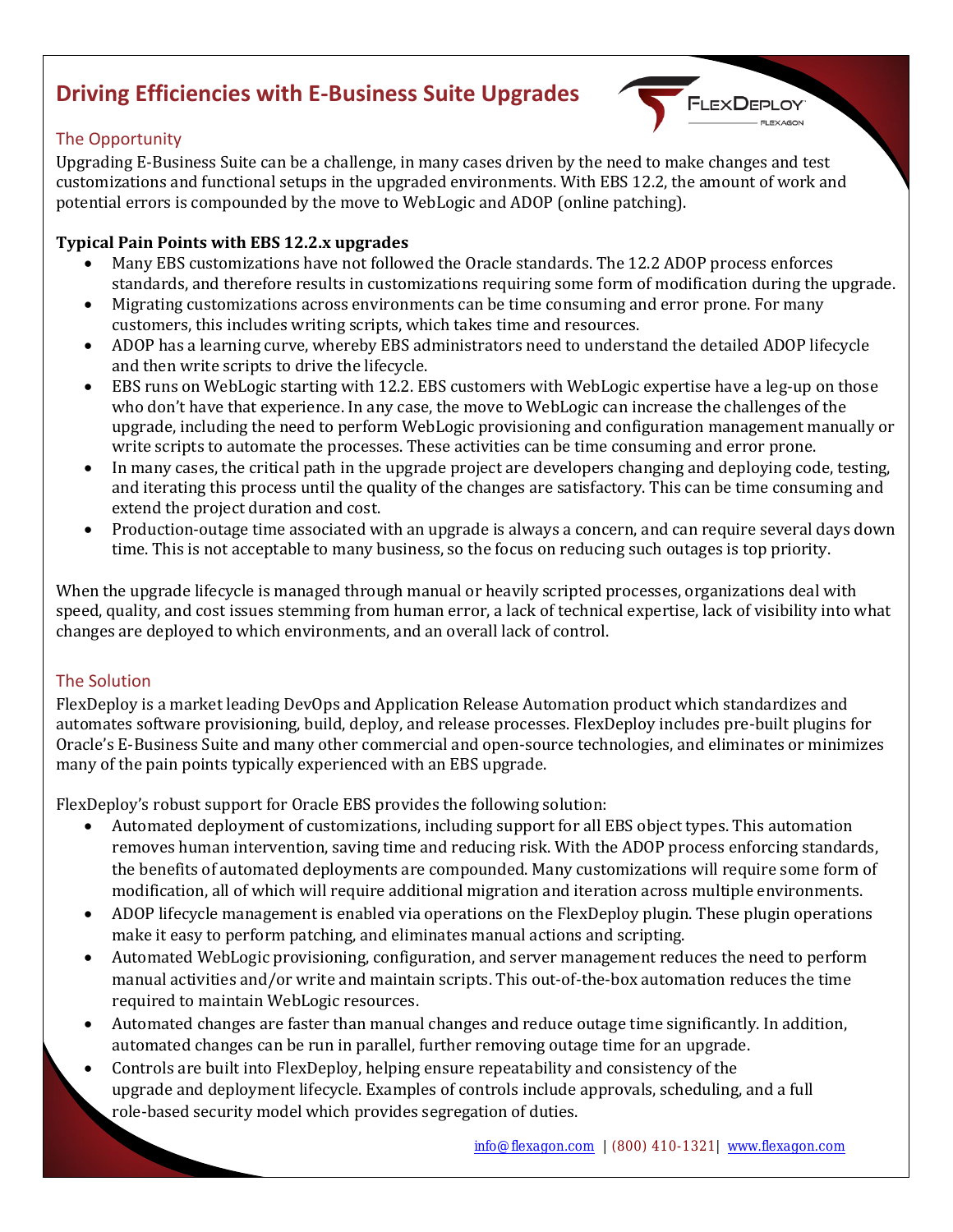# Driving Efficiencies with E-Business Suite Upgrades

## The Opportunity

Upgrading E-Business Suite can be a challenge, in many cases driven by the need to make changes and test customizations and functional setups in the upgraded environments. With EBS 12.2, the amount of work and potential errors is compounded by the move to WebLogic and ADOP (online patching).

**Typical Pain Points with EBS 12.2.x upgrades**

- Many EBS customizations have not followed the Oracle standards. The 12.2 ADOP process enforces standards, and therefore results in customizations requiring some form of modification during the upgrade.
- Migrating customizations across environments can be time consuming and error prone. For many customers, this includes writing scripts, which takes time and resources.
- ADOP has a learning curve, whereby EBS administrators need to understand the detailed ADOP lifecycle and then write scripts to drive the lifecycle.
- EBS runs on WebLogic starting with 12.2. EBS customers with WebLogic expertise have a leg-up on those who don't have that experience. In any case, the move to WebLogic can increase the challenges of the upgrade, including the need to perform WebLogic provisioning and configuration management manually or write scripts to automate the processes. These activities can be time consuming and error prone.
- In many cases, the critical path in the upgrade project are developers changing and deploying code, testing, and iterating this process until the quality of the changes are satisfactory. This can be time consuming and extend the project duration and cost.
- Production-outage time associated with an upgrade is always a concern, and can require several days down time. This is not acceptable to many business, so the focus on reducing such outages is top priority.

When the upgrade lifecycle is managed through manual or heavily scripted processes, organizations deal with speed, quality, and cost issues stemming from human error, a lack of technical expertise, lack of visibility into what changes are deployed to which environments, and an overall lack of control.

## The Solution

FlexDeploy is a market leading DevOps and Application Release Automation product which standardizes and automates software provisioning, build, deploy, and release processes. FlexDeploy includes pre-built plugins for Oracle's E-Business Suite and many other commercial and open-source technologies, and eliminates or minimizes many of the pain points typically experienced with an EBS upgrade.

FlexDeploy's robust support for Oracle EBS provides the following solution:

- Automated deployment of customizations, including support for all EBS object types. This automation removes human intervention, saving time and reducing risk. With the ADOP process enforcing standards, the benefits of automated deployments are compounded. Many customizations will require some form of modification, all of which will require additional migration and iteration across multiple environments.
- ADOP lifecycle management is enabled via operations on the FlexDeploy plugin. These plugin operations make it easy to perform patching, and eliminates manual actions and scripting.
- Automated WebLogic provisioning, configuration, and server management reduces the need to perform manual activities and/or write and maintain scripts. This out-of-the-box automation reduces the time required to maintain WebLogic resources.
- Automated changes are faster than manual changes and reduce outage time significantly. In addition, automated changes can be run in parallel, further removing outage time for an upgrade.
- Controls are built into FlexDeploy, helping ensure repeatability and consistency of the upgrade and deployment lifecycle. Examples of controls include approvals, scheduling, and a full role-based security model which provides segregation of duties.

info@flexagon.com | (800) 410-1321| www.flexagon.com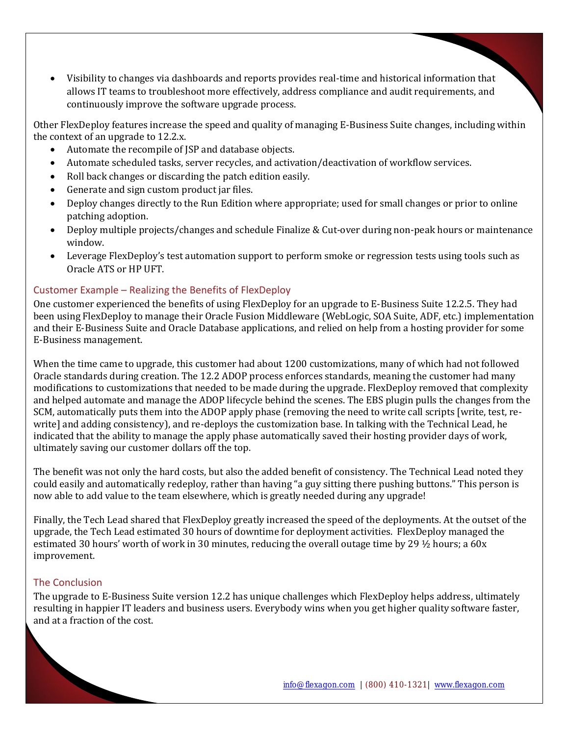- Visibility to changes via dashboards and reports provides real-time and historical information that allows IT teams to troubleshoot more effectively, address compliance and audit requirements, and continuously improve the software upgrade process.

Other FlexDeploy features increase the speed and quality of managing E-Business Suite changes, including within the context of an upgrade to 12.2.x.

- Automate the recompile of JSP and database objects.
- Automate scheduled tasks, server recycles, and activation/deactivation of workflow services.
- Roll back changes or discarding the patch edition easily.
- Generate and sign custom product jar files.
- Deploy changes directly to the Run Edition where appropriate; used for small changes or prior to online patching adoption.
- Deploy multiple projects/changes and schedule Finalize & Cut-over during non-peak hours or maintenance window.
- Leverage FlexDeploy's test automation support to perform smoke or regression tests using tools such as Oracle ATS or HP UFT.

## Customer Example – Realizing the Benefits of FlexDeploy

One customer experienced the benefits of using FlexDeploy for an upgrade to E-Business Suite 12.2.5. They had been using FlexDeploy to manage their Oracle Fusion Middleware (WebLogic, SOA Suite, ADF, etc.) implementation and their E-Business Suite and Oracle Database applications, and relied on help from a hosting provider for some E-Business management.

When the time came to upgrade, this customer had about 1200 customizations, many of which had not followed Oracle standards during creation. The 12.2 ADOP process enforces standards, meaning the customer had many modifications to customizations that needed to be made during the upgrade. FlexDeploy removed that complexity and helped automate and manage the ADOP lifecycle behind the scenes. The EBS plugin pulls the changes from the SCM, automatically puts them into the ADOP apply phase (removing the need to write call scripts [write, test, re-write] and adding consistency), and re-deploys the customization base. In talking with the Technical Lead, he indicated that the ability to manage the apply phase automatically saved their hosting provider days of work, ultimately saving our customer dollars off the top.

The benefit was not only the hard costs, but also the added benefit of consistency. The Technical Lead noted they could easily and automatically redeploy, rather than having "a guy sitting there pushing buttons." This person is now able to add value to the team elsewhere, which is greatly needed during any upgrade!

Finally, the Tech Lead shared that FlexDeploy greatly increased the speed of the deployments. At the outset of the upgrade, the Tech Lead estimated 30 hours of downtime for deployment activities. FlexDeploy managed the estimated 30 hours' worth of work in 30 minutes, reducing the overall outage time by 29 ½ hours; a 60x improvement.

## The Conclusion

The upgrade to E-Business Suite version 12.2 has unique challenges which FlexDeploy helps address, ultimately resulting in happier IT leaders and business users. Everybody wins when you get higher quality software faster, and at a fraction of the cost.

info@flexagon.com | (800) 410-1321| www.flexagon.com